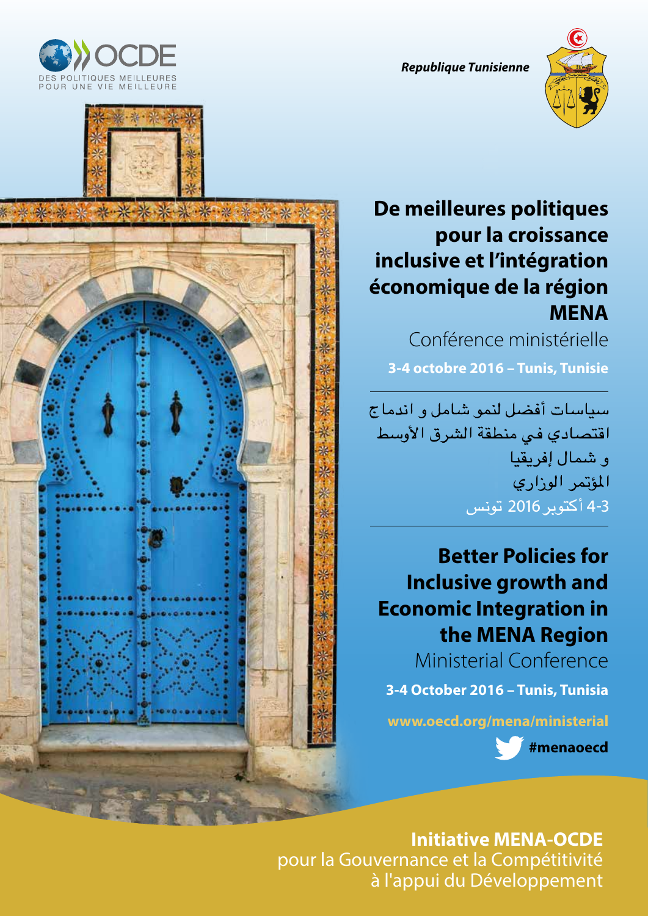OCDE
DES POLITIQUES MEILLEURES POUR UNE VIE MEILLEURE

***Republique Tunisienne***

# De meilleures politiques pour la croissance inclusive et l'intégration économique de la région MENA

Conférence ministérielle

**3-4 octobre 2016 – Tunis, Tunisie**

---

سياسات أفضل لنمو شامل و اندماج
اقتصادي في منطقة الشرق الأوسط
و شمال إفريقيا
المؤتمر الوزاري
3-4 أكتوبر 2016 تونس

---

# Better Policies for Inclusive growth and Economic Integration in the MENA Region

Ministerial Conference

**3-4 October 2016 – Tunis, Tunisia**

**www.oecd.org/mena/ministerial**

**#menaoecd**

**Initiative MENA-OCDE**
pour la Gouvernance et la Compétitivité
à l'appui du Développement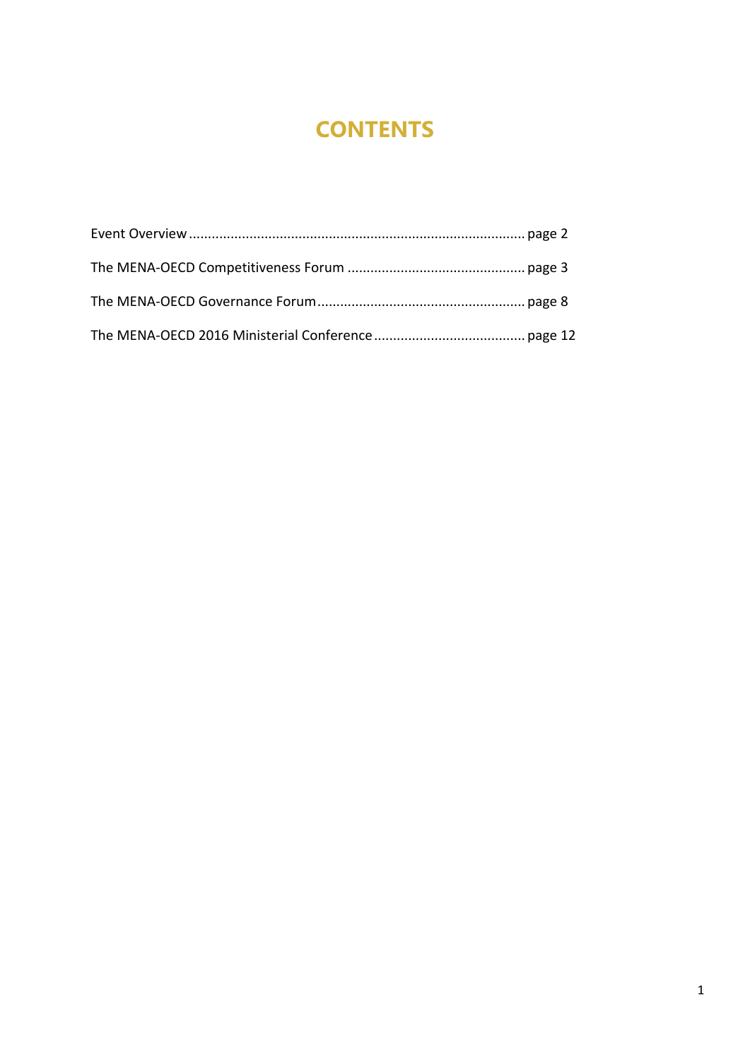# CONTENTS

Event Overview ........................................................................................ page 2

The MENA-OECD Competitiveness Forum ............................................... page 3

The MENA-OECD Governance Forum....................................................... page 8

The MENA-OECD 2016 Ministerial Conference ........................................ page 12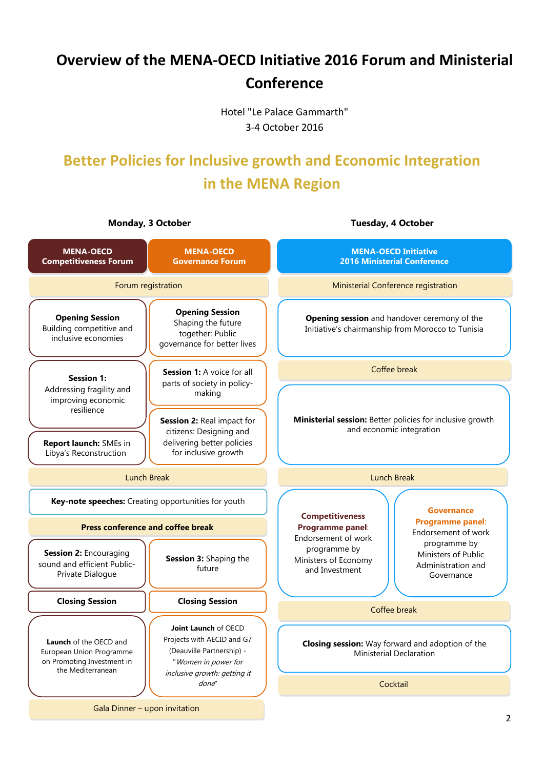# Overview of the MENA-OECD Initiative 2016 Forum and Ministerial Conference

Hotel "Le Palace Gammarth"
3-4 October 2016

## Better Policies for Inclusive growth and Economic Integration in the MENA Region

### Monday, 3 October

| MENA-OECD Competitiveness Forum | MENA-OECD Governance Forum |
|---|---|
| Forum registration | |
| **Opening Session** Building competitive and inclusive economies | **Opening Session** Shaping the future together: Public governance for better lives |
| **Session 1:** Addressing fragility and improving economic resilience | **Session 1:** A voice for all parts of society in policy-making |
| **Report launch:** SMEs in Libya's Reconstruction | **Session 2:** Real impact for citizens: Designing and delivering better policies for inclusive growth |
| Lunch Break | |
| **Key-note speeches:** Creating opportunities for youth | |
| **Press conference and coffee break** | |
| **Session 2:** Encouraging sound and efficient Public-Private Dialogue | **Session 3:** Shaping the future |
| **Closing Session** | **Closing Session** |
| **Launch** of the OECD and European Union Programme on Promoting Investment in the Mediterranean | **Joint Launch** of OECD Projects with AECID and G7 (Deauville Partnership) - "*Women in power for inclusive growth: getting it done*" |
| Gala Dinner – upon invitation | |

### Tuesday, 4 October

**MENA-OECD Initiative 2016 Ministerial Conference**

- Ministerial Conference registration
- **Opening session** and handover ceremony of the Initiative's chairmanship from Morocco to Tunisia
- Coffee break
- **Ministerial session:** Better policies for inclusive growth and economic integration
- Lunch Break
- **Competitiveness Programme panel**: Endorsement of work programme by Ministers of Economy and Investment
- **Governance Programme panel**: Endorsement of work programme by Ministers of Public Administration and Governance
- Coffee break
- **Closing session:** Way forward and adoption of the Ministerial Declaration
- Cocktail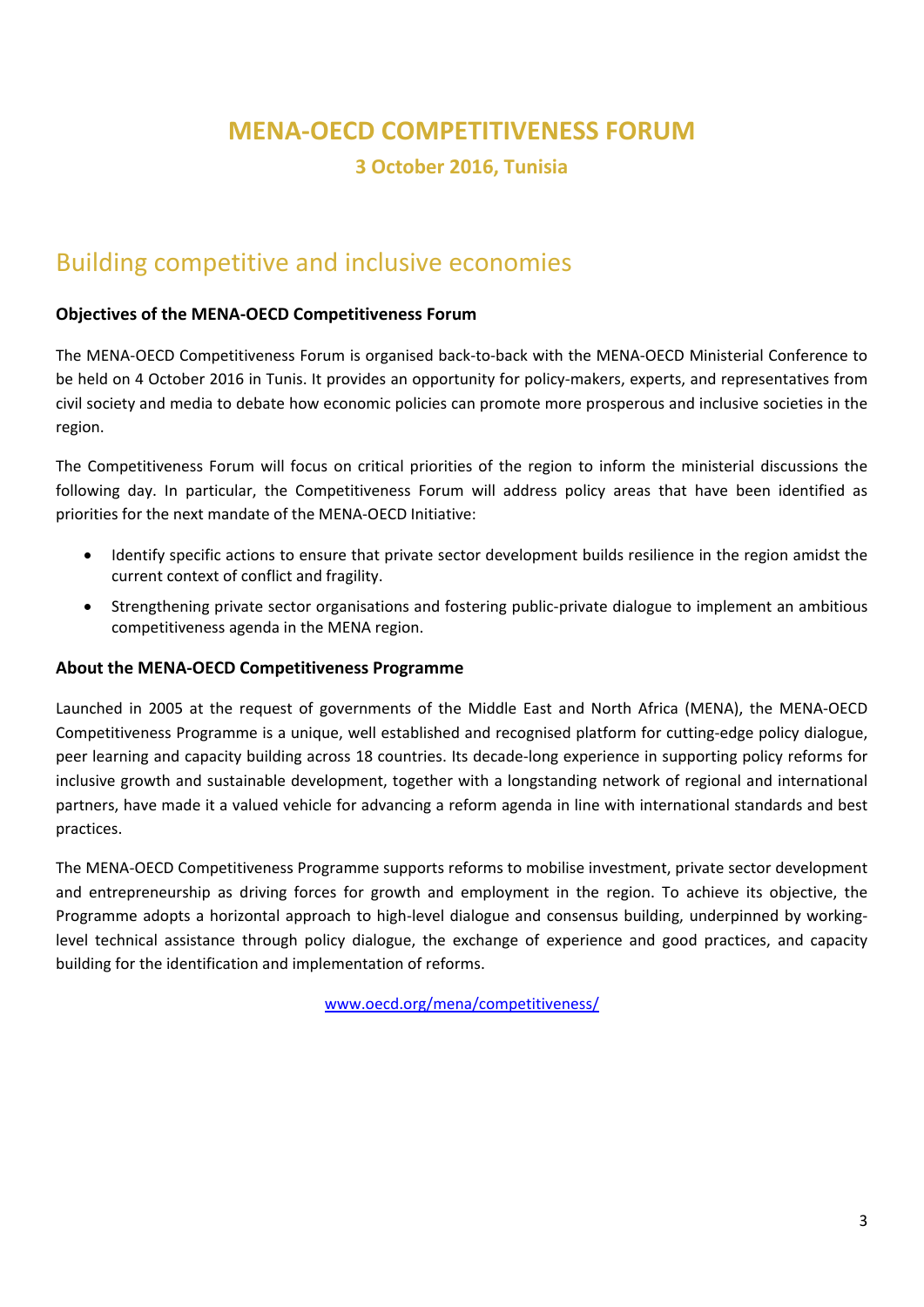# MENA-OECD COMPETITIVENESS FORUM

### 3 October 2016, Tunisia

## Building competitive and inclusive economies

**Objectives of the MENA-OECD Competitiveness Forum**

The MENA-OECD Competitiveness Forum is organised back-to-back with the MENA-OECD Ministerial Conference to be held on 4 October 2016 in Tunis. It provides an opportunity for policy-makers, experts, and representatives from civil society and media to debate how economic policies can promote more prosperous and inclusive societies in the region.

The Competitiveness Forum will focus on critical priorities of the region to inform the ministerial discussions the following day. In particular, the Competitiveness Forum will address policy areas that have been identified as priorities for the next mandate of the MENA-OECD Initiative:

- Identify specific actions to ensure that private sector development builds resilience in the region amidst the current context of conflict and fragility.
- Strengthening private sector organisations and fostering public-private dialogue to implement an ambitious competitiveness agenda in the MENA region.

**About the MENA-OECD Competitiveness Programme**

Launched in 2005 at the request of governments of the Middle East and North Africa (MENA), the MENA-OECD Competitiveness Programme is a unique, well established and recognised platform for cutting-edge policy dialogue, peer learning and capacity building across 18 countries. Its decade-long experience in supporting policy reforms for inclusive growth and sustainable development, together with a longstanding network of regional and international partners, have made it a valued vehicle for advancing a reform agenda in line with international standards and best practices.

The MENA-OECD Competitiveness Programme supports reforms to mobilise investment, private sector development and entrepreneurship as driving forces for growth and employment in the region. To achieve its objective, the Programme adopts a horizontal approach to high-level dialogue and consensus building, underpinned by working-level technical assistance through policy dialogue, the exchange of experience and good practices, and capacity building for the identification and implementation of reforms.

www.oecd.org/mena/competitiveness/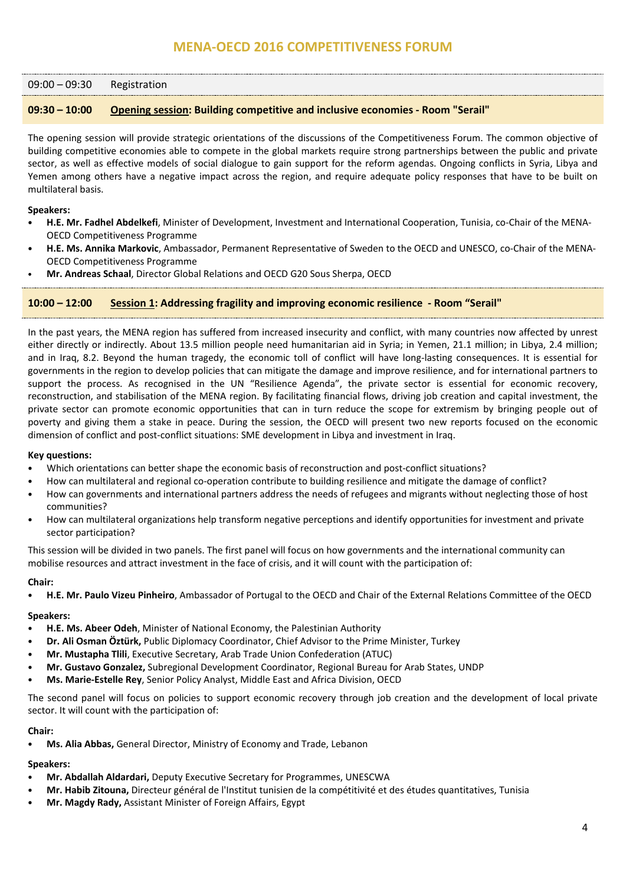# MENA-OECD 2016 COMPETITIVENESS FORUM

09:00 – 09:30 Registration

## 09:30 – 10:00 Opening session: Building competitive and inclusive economies - Room "Serail"

The opening session will provide strategic orientations of the discussions of the Competitiveness Forum. The common objective of building competitive economies able to compete in the global markets require strong partnerships between the public and private sector, as well as effective models of social dialogue to gain support for the reform agendas. Ongoing conflicts in Syria, Libya and Yemen among others have a negative impact across the region, and require adequate policy responses that have to be built on multilateral basis.

**Speakers:**

- **H.E. Mr. Fadhel Abdelkefi**, Minister of Development, Investment and International Cooperation, Tunisia, co-Chair of the MENA-OECD Competitiveness Programme
- **H.E. Ms. Annika Markovic**, Ambassador, Permanent Representative of Sweden to the OECD and UNESCO, co-Chair of the MENA-OECD Competitiveness Programme
- **Mr. Andreas Schaal**, Director Global Relations and OECD G20 Sous Sherpa, OECD

## 10:00 – 12:00 Session 1: Addressing fragility and improving economic resilience - Room "Serail"

In the past years, the MENA region has suffered from increased insecurity and conflict, with many countries now affected by unrest either directly or indirectly. About 13.5 million people need humanitarian aid in Syria; in Yemen, 21.1 million; in Libya, 2.4 million; and in Iraq, 8.2. Beyond the human tragedy, the economic toll of conflict will have long-lasting consequences. It is essential for governments in the region to develop policies that can mitigate the damage and improve resilience, and for international partners to support the process. As recognised in the UN "Resilience Agenda", the private sector is essential for economic recovery, reconstruction, and stabilisation of the MENA region. By facilitating financial flows, driving job creation and capital investment, the private sector can promote economic opportunities that can in turn reduce the scope for extremism by bringing people out of poverty and giving them a stake in peace. During the session, the OECD will present two new reports focused on the economic dimension of conflict and post-conflict situations: SME development in Libya and investment in Iraq.

**Key questions:**

- Which orientations can better shape the economic basis of reconstruction and post-conflict situations?
- How can multilateral and regional co-operation contribute to building resilience and mitigate the damage of conflict?
- How can governments and international partners address the needs of refugees and migrants without neglecting those of host communities?
- How can multilateral organizations help transform negative perceptions and identify opportunities for investment and private sector participation?

This session will be divided in two panels. The first panel will focus on how governments and the international community can mobilise resources and attract investment in the face of crisis, and it will count with the participation of:

**Chair:**

- **H.E. Mr. Paulo Vizeu Pinheiro**, Ambassador of Portugal to the OECD and Chair of the External Relations Committee of the OECD

**Speakers:**

- **H.E. Ms. Abeer Odeh**, Minister of National Economy, the Palestinian Authority
- **Dr. Ali Osman Öztürk,** Public Diplomacy Coordinator, Chief Advisor to the Prime Minister, Turkey
- **Mr. Mustapha Tlili**, Executive Secretary, Arab Trade Union Confederation (ATUC)
- **Mr. Gustavo Gonzalez,** Subregional Development Coordinator, Regional Bureau for Arab States, UNDP
- **Ms. Marie-Estelle Rey**, Senior Policy Analyst, Middle East and Africa Division, OECD

The second panel will focus on policies to support economic recovery through job creation and the development of local private sector. It will count with the participation of:

**Chair:**

- **Ms. Alia Abbas,** General Director, Ministry of Economy and Trade, Lebanon

**Speakers:**

- **Mr. Abdallah Aldardari,** Deputy Executive Secretary for Programmes, UNESCWA
- **Mr. Habib Zitouna,** Directeur général de l'Institut tunisien de la compétitivité et des études quantitatives, Tunisia
- **Mr. Magdy Rady,** Assistant Minister of Foreign Affairs, Egypt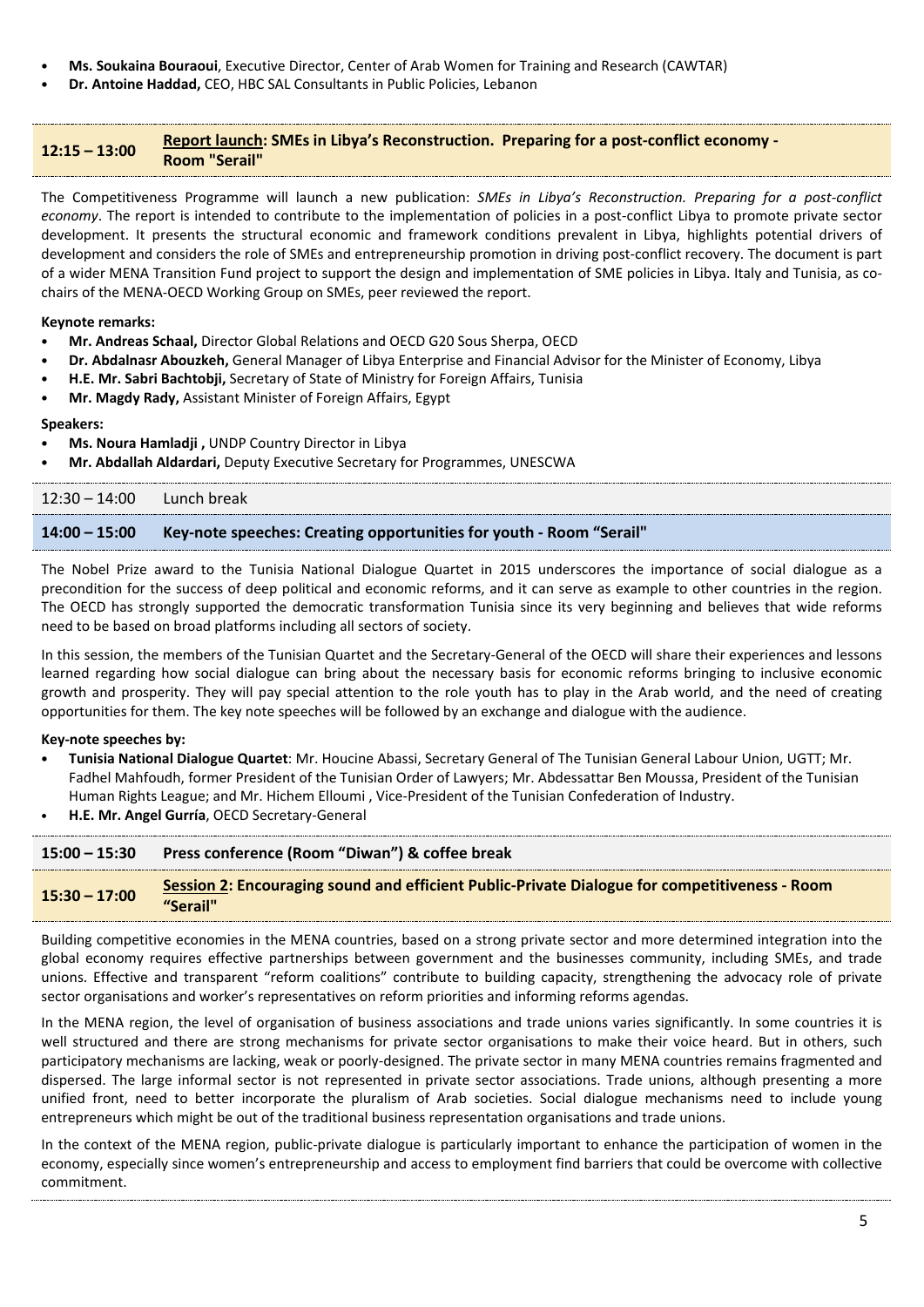- **Ms. Soukaina Bouraoui**, Executive Director, Center of Arab Women for Training and Research (CAWTAR)
- **Dr. Antoine Haddad,** CEO, HBC SAL Consultants in Public Policies, Lebanon

## 12:15 – 13:00 Report launch: SMEs in Libya's Reconstruction. Preparing for a post-conflict economy - Room "Serail"

The Competitiveness Programme will launch a new publication: *SMEs in Libya's Reconstruction. Preparing for a post-conflict economy*. The report is intended to contribute to the implementation of policies in a post-conflict Libya to promote private sector development. It presents the structural economic and framework conditions prevalent in Libya, highlights potential drivers of development and considers the role of SMEs and entrepreneurship promotion in driving post-conflict recovery. The document is part of a wider MENA Transition Fund project to support the design and implementation of SME policies in Libya. Italy and Tunisia, as co-chairs of the MENA-OECD Working Group on SMEs, peer reviewed the report.

**Keynote remarks:**

- **Mr. Andreas Schaal,** Director Global Relations and OECD G20 Sous Sherpa, OECD
- **Dr. Abdalnasr Abouzkeh,** General Manager of Libya Enterprise and Financial Advisor for the Minister of Economy, Libya
- **H.E. Mr. Sabri Bachtobji,** Secretary of State of Ministry for Foreign Affairs, Tunisia
- **Mr. Magdy Rady,** Assistant Minister of Foreign Affairs, Egypt

**Speakers:**

- **Ms. Noura Hamladji ,** UNDP Country Director in Libya
- **Mr. Abdallah Aldardari,** Deputy Executive Secretary for Programmes, UNESCWA

12:30 – 14:00 Lunch break

## 14:00 – 15:00 Key-note speeches: Creating opportunities for youth - Room "Serail"

The Nobel Prize award to the Tunisia National Dialogue Quartet in 2015 underscores the importance of social dialogue as a precondition for the success of deep political and economic reforms, and it can serve as example to other countries in the region. The OECD has strongly supported the democratic transformation Tunisia since its very beginning and believes that wide reforms need to be based on broad platforms including all sectors of society.

In this session, the members of the Tunisian Quartet and the Secretary-General of the OECD will share their experiences and lessons learned regarding how social dialogue can bring about the necessary basis for economic reforms bringing to inclusive economic growth and prosperity. They will pay special attention to the role youth has to play in the Arab world, and the need of creating opportunities for them. The key note speeches will be followed by an exchange and dialogue with the audience.

**Key-note speeches by:**

- **Tunisia National Dialogue Quartet**: Mr. Houcine Abassi, Secretary General of The Tunisian General Labour Union, UGTT; Mr. Fadhel Mahfoudh, former President of the Tunisian Order of Lawyers; Mr. Abdessattar Ben Moussa, President of the Tunisian Human Rights League; and Mr. Hichem Elloumi , Vice-President of the Tunisian Confederation of Industry.
- **H.E. Mr. Angel Gurría**, OECD Secretary-General

## 15:00 – 15:30 Press conference (Room "Diwan") & coffee break

## 15:30 – 17:00 Session 2: Encouraging sound and efficient Public-Private Dialogue for competitiveness - Room "Serail"

Building competitive economies in the MENA countries, based on a strong private sector and more determined integration into the global economy requires effective partnerships between government and the businesses community, including SMEs, and trade unions. Effective and transparent "reform coalitions" contribute to building capacity, strengthening the advocacy role of private sector organisations and worker's representatives on reform priorities and informing reforms agendas.

In the MENA region, the level of organisation of business associations and trade unions varies significantly. In some countries it is well structured and there are strong mechanisms for private sector organisations to make their voice heard. But in others, such participatory mechanisms are lacking, weak or poorly-designed. The private sector in many MENA countries remains fragmented and dispersed. The large informal sector is not represented in private sector associations. Trade unions, although presenting a more unified front, need to better incorporate the pluralism of Arab societies. Social dialogue mechanisms need to include young entrepreneurs which might be out of the traditional business representation organisations and trade unions.

In the context of the MENA region, public-private dialogue is particularly important to enhance the participation of women in the economy, especially since women's entrepreneurship and access to employment find barriers that could be overcome with collective commitment.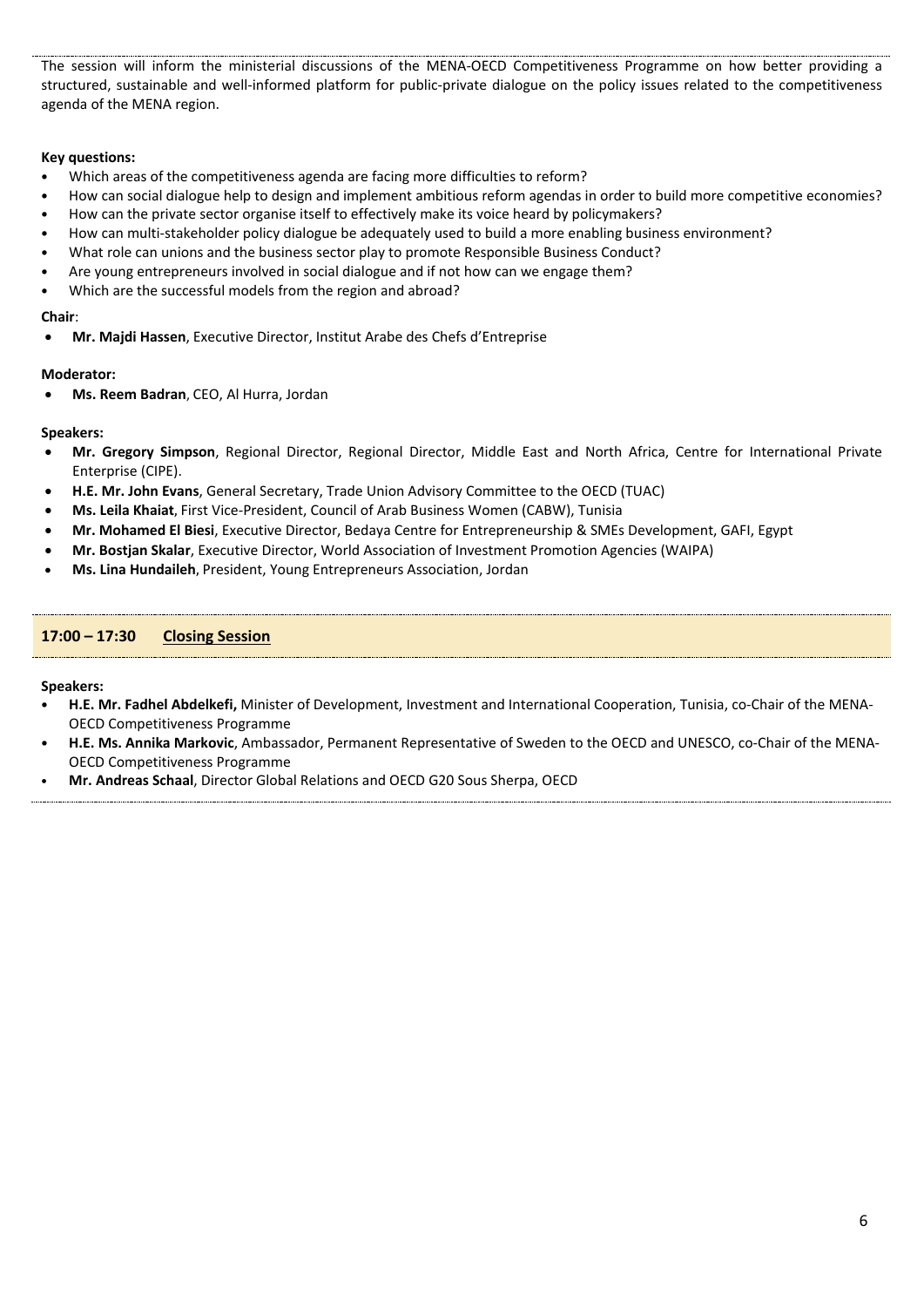The session will inform the ministerial discussions of the MENA-OECD Competitiveness Programme on how better providing a structured, sustainable and well-informed platform for public-private dialogue on the policy issues related to the competitiveness agenda of the MENA region.

**Key questions:**

- Which areas of the competitiveness agenda are facing more difficulties to reform?
- How can social dialogue help to design and implement ambitious reform agendas in order to build more competitive economies?
- How can the private sector organise itself to effectively make its voice heard by policymakers?
- How can multi-stakeholder policy dialogue be adequately used to build a more enabling business environment?
- What role can unions and the business sector play to promote Responsible Business Conduct?
- Are young entrepreneurs involved in social dialogue and if not how can we engage them?
- Which are the successful models from the region and abroad?

**Chair**:

- **Mr. Majdi Hassen**, Executive Director, Institut Arabe des Chefs d'Entreprise

**Moderator:**

- **Ms. Reem Badran**, CEO, Al Hurra, Jordan

**Speakers:**

- **Mr. Gregory Simpson**, Regional Director, Regional Director, Middle East and North Africa, Centre for International Private Enterprise (CIPE).
- **H.E. Mr. John Evans**, General Secretary, Trade Union Advisory Committee to the OECD (TUAC)
- **Ms. Leila Khaiat**, First Vice-President, Council of Arab Business Women (CABW), Tunisia
- **Mr. Mohamed El Biesi**, Executive Director, Bedaya Centre for Entrepreneurship & SMEs Development, GAFI, Egypt
- **Mr. Bostjan Skalar**, Executive Director, World Association of Investment Promotion Agencies (WAIPA)
- **Ms. Lina Hundaileh**, President, Young Entrepreneurs Association, Jordan

## 17:00 – 17:30 Closing Session

**Speakers:**

- **H.E. Mr. Fadhel Abdelkefi,** Minister of Development, Investment and International Cooperation, Tunisia, co-Chair of the MENA-OECD Competitiveness Programme
- **H.E. Ms. Annika Markovic**, Ambassador, Permanent Representative of Sweden to the OECD and UNESCO, co-Chair of the MENA-OECD Competitiveness Programme
- **Mr. Andreas Schaal**, Director Global Relations and OECD G20 Sous Sherpa, OECD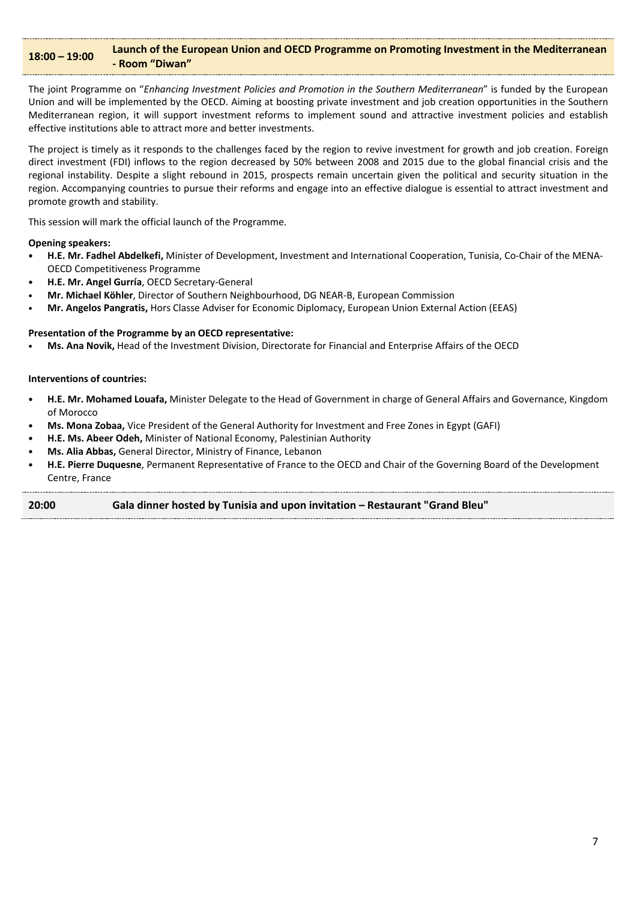## 18:00 – 19:00 Launch of the European Union and OECD Programme on Promoting Investment in the Mediterranean - Room "Diwan"

The joint Programme on "*Enhancing Investment Policies and Promotion in the Southern Mediterranean*" is funded by the European Union and will be implemented by the OECD. Aiming at boosting private investment and job creation opportunities in the Southern Mediterranean region, it will support investment reforms to implement sound and attractive investment policies and establish effective institutions able to attract more and better investments.

The project is timely as it responds to the challenges faced by the region to revive investment for growth and job creation. Foreign direct investment (FDI) inflows to the region decreased by 50% between 2008 and 2015 due to the global financial crisis and the regional instability. Despite a slight rebound in 2015, prospects remain uncertain given the political and security situation in the region. Accompanying countries to pursue their reforms and engage into an effective dialogue is essential to attract investment and promote growth and stability.

This session will mark the official launch of the Programme.

**Opening speakers:**

- **H.E. Mr. Fadhel Abdelkefi,** Minister of Development, Investment and International Cooperation, Tunisia, Co-Chair of the MENA-OECD Competitiveness Programme
- **H.E. Mr. Angel Gurría**, OECD Secretary-General
- **Mr. Michael Köhler**, Director of Southern Neighbourhood, DG NEAR-B, European Commission
- **Mr. Angelos Pangratis,** Hors Classe Adviser for Economic Diplomacy, European Union External Action (EEAS)

**Presentation of the Programme by an OECD representative:**

- **Ms. Ana Novik,** Head of the Investment Division, Directorate for Financial and Enterprise Affairs of the OECD

**Interventions of countries:**

- **H.E. Mr. Mohamed Louafa,** Minister Delegate to the Head of Government in charge of General Affairs and Governance, Kingdom of Morocco
- **Ms. Mona Zobaa,** Vice President of the General Authority for Investment and Free Zones in Egypt (GAFI)
- **H.E. Ms. Abeer Odeh,** Minister of National Economy, Palestinian Authority
- **Ms. Alia Abbas,** General Director, Ministry of Finance, Lebanon
- **H.E. Pierre Duquesne**, Permanent Representative of France to the OECD and Chair of the Governing Board of the Development Centre, France

## 20:00 Gala dinner hosted by Tunisia and upon invitation – Restaurant "Grand Bleu"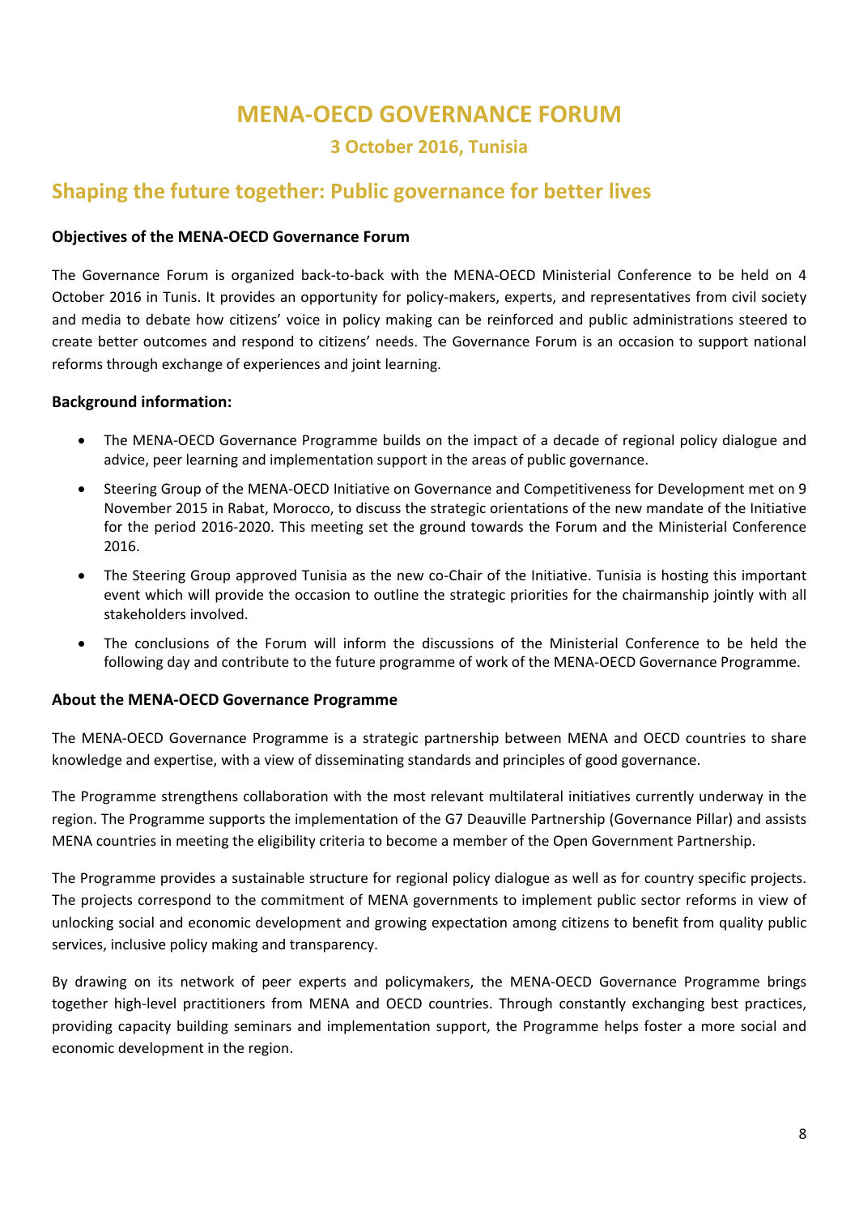# MENA-OECD GOVERNANCE FORUM

### 3 October 2016, Tunisia

## Shaping the future together: Public governance for better lives

**Objectives of the MENA-OECD Governance Forum**

The Governance Forum is organized back-to-back with the MENA-OECD Ministerial Conference to be held on 4 October 2016 in Tunis. It provides an opportunity for policy-makers, experts, and representatives from civil society and media to debate how citizens' voice in policy making can be reinforced and public administrations steered to create better outcomes and respond to citizens' needs. The Governance Forum is an occasion to support national reforms through exchange of experiences and joint learning.

**Background information:**

- The MENA-OECD Governance Programme builds on the impact of a decade of regional policy dialogue and advice, peer learning and implementation support in the areas of public governance.
- Steering Group of the MENA-OECD Initiative on Governance and Competitiveness for Development met on 9 November 2015 in Rabat, Morocco, to discuss the strategic orientations of the new mandate of the Initiative for the period 2016-2020. This meeting set the ground towards the Forum and the Ministerial Conference 2016.
- The Steering Group approved Tunisia as the new co-Chair of the Initiative. Tunisia is hosting this important event which will provide the occasion to outline the strategic priorities for the chairmanship jointly with all stakeholders involved.
- The conclusions of the Forum will inform the discussions of the Ministerial Conference to be held the following day and contribute to the future programme of work of the MENA-OECD Governance Programme.

**About the MENA-OECD Governance Programme**

The MENA-OECD Governance Programme is a strategic partnership between MENA and OECD countries to share knowledge and expertise, with a view of disseminating standards and principles of good governance.

The Programme strengthens collaboration with the most relevant multilateral initiatives currently underway in the region. The Programme supports the implementation of the G7 Deauville Partnership (Governance Pillar) and assists MENA countries in meeting the eligibility criteria to become a member of the Open Government Partnership.

The Programme provides a sustainable structure for regional policy dialogue as well as for country specific projects. The projects correspond to the commitment of MENA governments to implement public sector reforms in view of unlocking social and economic development and growing expectation among citizens to benefit from quality public services, inclusive policy making and transparency.

By drawing on its network of peer experts and policymakers, the MENA-OECD Governance Programme brings together high-level practitioners from MENA and OECD countries. Through constantly exchanging best practices, providing capacity building seminars and implementation support, the Programme helps foster a more social and economic development in the region.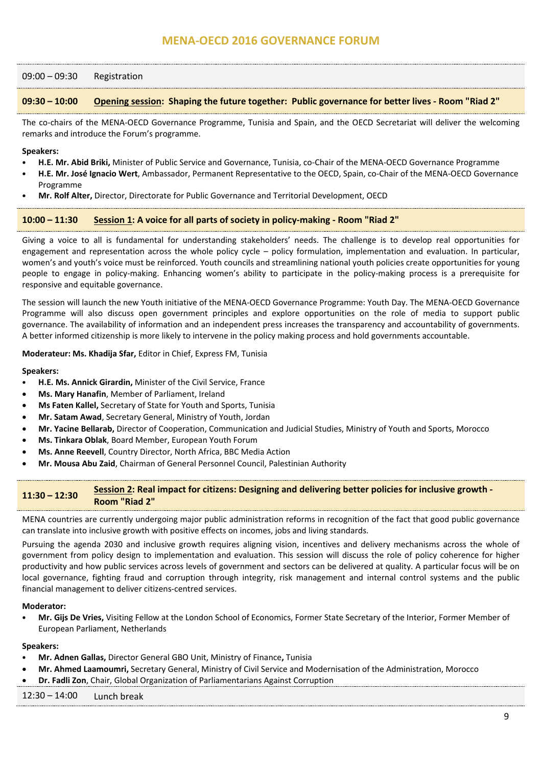# MENA-OECD 2016 GOVERNANCE FORUM

09:00 – 09:30 Registration

**09:30 – 10:00 Opening session: Shaping the future together: Public governance for better lives - Room "Riad 2"**

The co-chairs of the MENA-OECD Governance Programme, Tunisia and Spain, and the OECD Secretariat will deliver the welcoming remarks and introduce the Forum's programme.

**Speakers:**

- **H.E. Mr. Abid Briki,** Minister of Public Service and Governance, Tunisia, co-Chair of the MENA-OECD Governance Programme
- **H.E. Mr. José Ignacio Wert**, Ambassador, Permanent Representative to the OECD, Spain, co-Chair of the MENA-OECD Governance Programme
- **Mr. Rolf Alter,** Director, Directorate for Public Governance and Territorial Development, OECD

**10:00 – 11:30 Session 1: A voice for all parts of society in policy-making - Room "Riad 2"**

Giving a voice to all is fundamental for understanding stakeholders' needs. The challenge is to develop real opportunities for engagement and representation across the whole policy cycle – policy formulation, implementation and evaluation. In particular, women's and youth's voice must be reinforced. Youth councils and streamlining national youth policies create opportunities for young people to engage in policy-making. Enhancing women's ability to participate in the policy-making process is a prerequisite for responsive and equitable governance.

The session will launch the new Youth initiative of the MENA-OECD Governance Programme: Youth Day. The MENA-OECD Governance Programme will also discuss open government principles and explore opportunities on the role of media to support public governance. The availability of information and an independent press increases the transparency and accountability of governments. A better informed citizenship is more likely to intervene in the policy making process and hold governments accountable.

**Moderateur: Ms. Khadija Sfar,** Editor in Chief, Express FM, Tunisia

**Speakers:**

- **H.E. Ms. Annick Girardin,** Minister of the Civil Service, France
- **Ms. Mary Hanafin**, Member of Parliament, Ireland
- **Ms Faten Kallel,** Secretary of State for Youth and Sports, Tunisia
- **Mr. Satam Awad**, Secretary General, Ministry of Youth, Jordan
- **Mr. Yacine Bellarab,** Director of Cooperation, Communication and Judicial Studies, Ministry of Youth and Sports, Morocco
- **Ms. Tinkara Oblak**, Board Member, European Youth Forum
- **Ms. Anne Reevell**, Country Director, North Africa, BBC Media Action
- **Mr. Mousa Abu Zaid**, Chairman of General Personnel Council, Palestinian Authority

**11:30 – 12:30 Session 2: Real impact for citizens: Designing and delivering better policies for inclusive growth - Room "Riad 2"**

MENA countries are currently undergoing major public administration reforms in recognition of the fact that good public governance can translate into inclusive growth with positive effects on incomes, jobs and living standards.

Pursuing the agenda 2030 and inclusive growth requires aligning vision, incentives and delivery mechanisms across the whole of government from policy design to implementation and evaluation. This session will discuss the role of policy coherence for higher productivity and how public services across levels of government and sectors can be delivered at quality. A particular focus will be on local governance, fighting fraud and corruption through integrity, risk management and internal control systems and the public financial management to deliver citizens-centred services.

**Moderator:**

- **Mr. Gijs De Vries,** Visiting Fellow at the London School of Economics, Former State Secretary of the Interior, Former Member of European Parliament, Netherlands

**Speakers:**

- **Mr. Adnen Gallas,** Director General GBO Unit, Ministry of Finance**,** Tunisia
- **Mr. Ahmed Laamoumri,** Secretary General, Ministry of Civil Service and Modernisation of the Administration, Morocco
- **Dr. Fadli Zon**, Chair, Global Organization of Parliamentarians Against Corruption

12:30 – 14:00 Lunch break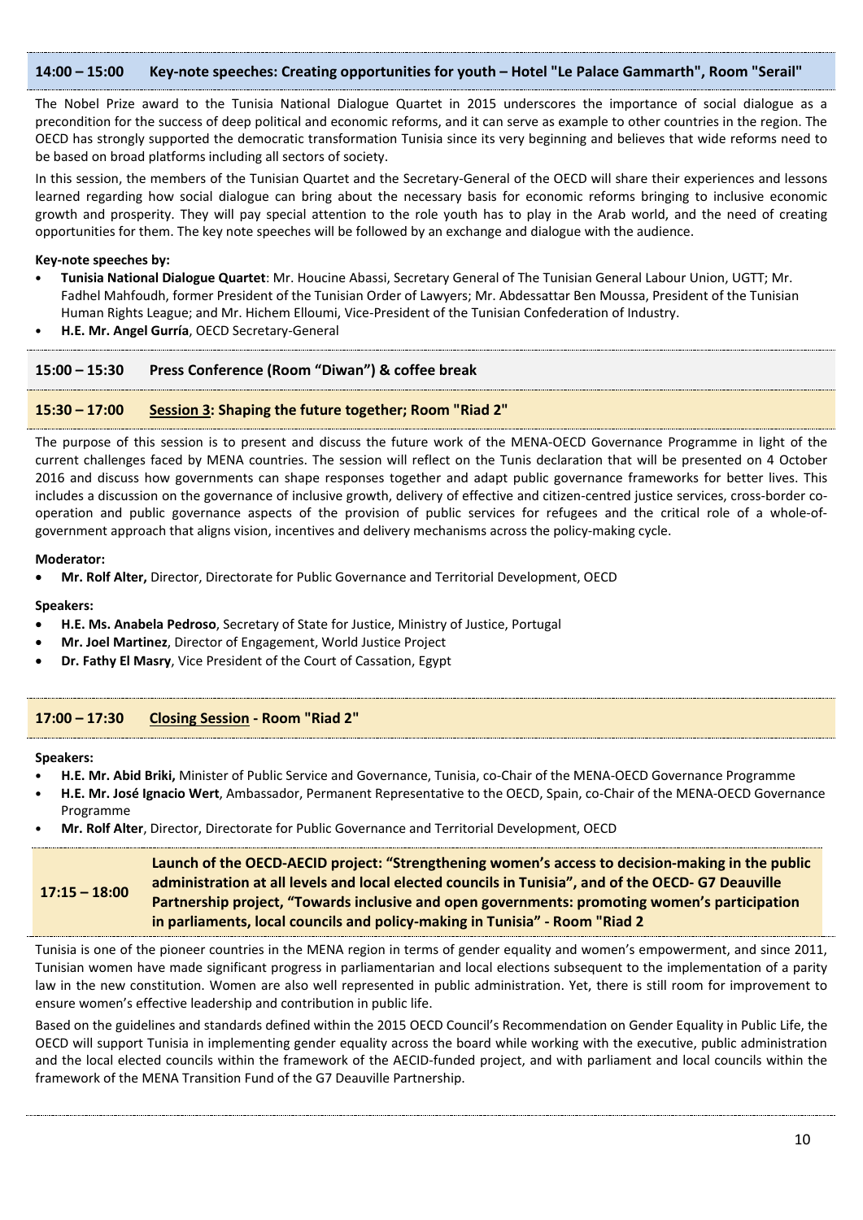### 14:00 – 15:00 Key-note speeches: Creating opportunities for youth – Hotel "Le Palace Gammarth", Room "Serail"

The Nobel Prize award to the Tunisia National Dialogue Quartet in 2015 underscores the importance of social dialogue as a precondition for the success of deep political and economic reforms, and it can serve as example to other countries in the region. The OECD has strongly supported the democratic transformation Tunisia since its very beginning and believes that wide reforms need to be based on broad platforms including all sectors of society.

In this session, the members of the Tunisian Quartet and the Secretary-General of the OECD will share their experiences and lessons learned regarding how social dialogue can bring about the necessary basis for economic reforms bringing to inclusive economic growth and prosperity. They will pay special attention to the role youth has to play in the Arab world, and the need of creating opportunities for them. The key note speeches will be followed by an exchange and dialogue with the audience.

**Key-note speeches by:**

- **Tunisia National Dialogue Quartet**: Mr. Houcine Abassi, Secretary General of The Tunisian General Labour Union, UGTT; Mr. Fadhel Mahfoudh, former President of the Tunisian Order of Lawyers; Mr. Abdessattar Ben Moussa, President of the Tunisian Human Rights League; and Mr. Hichem Elloumi, Vice-President of the Tunisian Confederation of Industry.
- **H.E. Mr. Angel Gurría**, OECD Secretary-General

### 15:00 – 15:30 Press Conference (Room "Diwan") & coffee break

### 15:30 – 17:00 Session 3: Shaping the future together; Room "Riad 2"

The purpose of this session is to present and discuss the future work of the MENA-OECD Governance Programme in light of the current challenges faced by MENA countries. The session will reflect on the Tunis declaration that will be presented on 4 October 2016 and discuss how governments can shape responses together and adapt public governance frameworks for better lives. This includes a discussion on the governance of inclusive growth, delivery of effective and citizen-centred justice services, cross-border co-operation and public governance aspects of the provision of public services for refugees and the critical role of a whole-of-government approach that aligns vision, incentives and delivery mechanisms across the policy-making cycle.

**Moderator:**

- **Mr. Rolf Alter,** Director, Directorate for Public Governance and Territorial Development, OECD

**Speakers:**

- **H.E. Ms. Anabela Pedroso**, Secretary of State for Justice, Ministry of Justice, Portugal
- **Mr. Joel Martinez**, Director of Engagement, World Justice Project
- **Dr. Fathy El Masry**, Vice President of the Court of Cassation, Egypt

### 17:00 – 17:30 Closing Session - Room "Riad 2"

**Speakers:**

- **H.E. Mr. Abid Briki,** Minister of Public Service and Governance, Tunisia, co-Chair of the MENA-OECD Governance Programme
- **H.E. Mr. José Ignacio Wert**, Ambassador, Permanent Representative to the OECD, Spain, co-Chair of the MENA-OECD Governance Programme
- **Mr. Rolf Alter**, Director, Directorate for Public Governance and Territorial Development, OECD

### 17:15 – 18:00 Launch of the OECD-AECID project: "Strengthening women's access to decision-making in the public administration at all levels and local elected councils in Tunisia", and of the OECD- G7 Deauville Partnership project, "Towards inclusive and open governments: promoting women's participation in parliaments, local councils and policy-making in Tunisia" - Room "Riad 2

Tunisia is one of the pioneer countries in the MENA region in terms of gender equality and women's empowerment, and since 2011, Tunisian women have made significant progress in parliamentarian and local elections subsequent to the implementation of a parity law in the new constitution. Women are also well represented in public administration. Yet, there is still room for improvement to ensure women's effective leadership and contribution in public life.

Based on the guidelines and standards defined within the 2015 OECD Council's Recommendation on Gender Equality in Public Life, the OECD will support Tunisia in implementing gender equality across the board while working with the executive, public administration and the local elected councils within the framework of the AECID-funded project, and with parliament and local councils within the framework of the MENA Transition Fund of the G7 Deauville Partnership.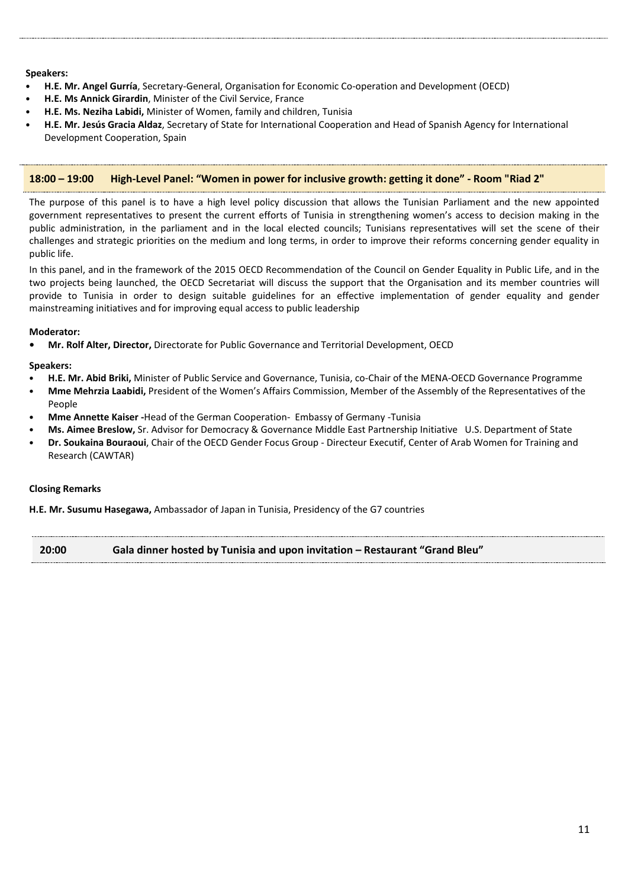**Speakers:**

- **H.E. Mr. Angel Gurría**, Secretary-General, Organisation for Economic Co-operation and Development (OECD)
- **H.E. Ms Annick Girardin**, Minister of the Civil Service, France
- **H.E. Ms. Neziha Labidi,** Minister of Women, family and children, Tunisia
- **H.E. Mr. Jesús Gracia Aldaz**, Secretary of State for International Cooperation and Head of Spanish Agency for International Development Cooperation, Spain

## 18:00 – 19:00 High-Level Panel: "Women in power for inclusive growth: getting it done" - Room "Riad 2"

The purpose of this panel is to have a high level policy discussion that allows the Tunisian Parliament and the new appointed government representatives to present the current efforts of Tunisia in strengthening women's access to decision making in the public administration, in the parliament and in the local elected councils; Tunisians representatives will set the scene of their challenges and strategic priorities on the medium and long terms, in order to improve their reforms concerning gender equality in public life.

In this panel, and in the framework of the 2015 OECD Recommendation of the Council on Gender Equality in Public Life, and in the two projects being launched, the OECD Secretariat will discuss the support that the Organisation and its member countries will provide to Tunisia in order to design suitable guidelines for an effective implementation of gender equality and gender mainstreaming initiatives and for improving equal access to public leadership

**Moderator:**

- **Mr. Rolf Alter, Director,** Directorate for Public Governance and Territorial Development, OECD

**Speakers:**

- **H.E. Mr. Abid Briki,** Minister of Public Service and Governance, Tunisia, co-Chair of the MENA-OECD Governance Programme
- **Mme Mehrzia Laabidi,** President of the Women's Affairs Commission, Member of the Assembly of the Representatives of the People
- **Mme Annette Kaiser -**Head of the German Cooperation- Embassy of Germany -Tunisia
- **Ms. Aimee Breslow,** Sr. Advisor for Democracy & Governance Middle East Partnership Initiative U.S. Department of State
- **Dr. Soukaina Bouraoui**, Chair of the OECD Gender Focus Group - Directeur Executif, Center of Arab Women for Training and Research (CAWTAR)

**Closing Remarks**

**H.E. Mr. Susumu Hasegawa,** Ambassador of Japan in Tunisia, Presidency of the G7 countries

## 20:00 Gala dinner hosted by Tunisia and upon invitation – Restaurant "Grand Bleu"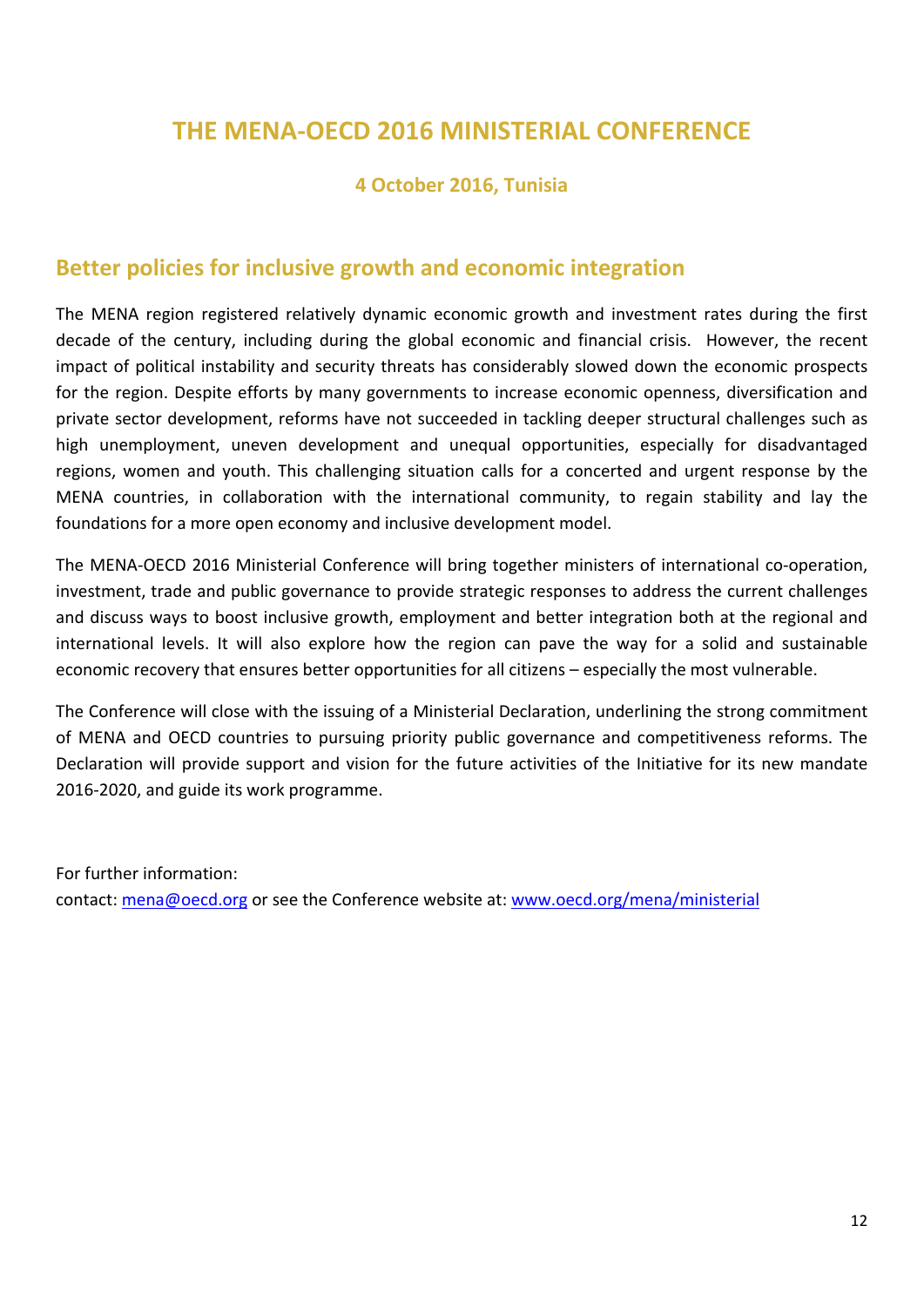# THE MENA-OECD 2016 MINISTERIAL CONFERENCE

### 4 October 2016, Tunisia

## Better policies for inclusive growth and economic integration

The MENA region registered relatively dynamic economic growth and investment rates during the first decade of the century, including during the global economic and financial crisis. However, the recent impact of political instability and security threats has considerably slowed down the economic prospects for the region. Despite efforts by many governments to increase economic openness, diversification and private sector development, reforms have not succeeded in tackling deeper structural challenges such as high unemployment, uneven development and unequal opportunities, especially for disadvantaged regions, women and youth. This challenging situation calls for a concerted and urgent response by the MENA countries, in collaboration with the international community, to regain stability and lay the foundations for a more open economy and inclusive development model.

The MENA-OECD 2016 Ministerial Conference will bring together ministers of international co-operation, investment, trade and public governance to provide strategic responses to address the current challenges and discuss ways to boost inclusive growth, employment and better integration both at the regional and international levels. It will also explore how the region can pave the way for a solid and sustainable economic recovery that ensures better opportunities for all citizens – especially the most vulnerable.

The Conference will close with the issuing of a Ministerial Declaration, underlining the strong commitment of MENA and OECD countries to pursuing priority public governance and competitiveness reforms. The Declaration will provide support and vision for the future activities of the Initiative for its new mandate 2016-2020, and guide its work programme.

For further information:
contact: [mena@oecd.org](mailto:mena@oecd.org) or see the Conference website at: [www.oecd.org/mena/ministerial](http://www.oecd.org/mena/ministerial)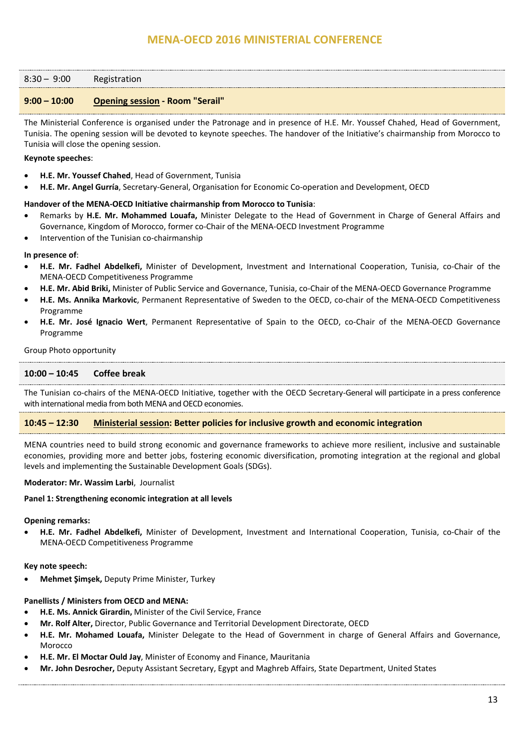# MENA-OECD 2016 MINISTERIAL CONFERENCE

8:30 – 9:00 Registration

## 9:00 – 10:00 Opening session - Room "Serail"

The Ministerial Conference is organised under the Patronage and in presence of H.E. Mr. Youssef Chahed, Head of Government, Tunisia. The opening session will be devoted to keynote speeches. The handover of the Initiative's chairmanship from Morocco to Tunisia will close the opening session.

**Keynote speeches**:

- **H.E. Mr. Youssef Chahed**, Head of Government, Tunisia
- **H.E. Mr. Angel Gurría**, Secretary-General, Organisation for Economic Co-operation and Development, OECD

**Handover of the MENA-OECD Initiative chairmanship from Morocco to Tunisia**:

- Remarks by **H.E. Mr. Mohammed Louafa,** Minister Delegate to the Head of Government in Charge of General Affairs and Governance, Kingdom of Morocco, former co-Chair of the MENA-OECD Investment Programme
- Intervention of the Tunisian co-chairmanship

**In presence of**:

- **H.E. Mr. Fadhel Abdelkefi,** Minister of Development, Investment and International Cooperation, Tunisia, co-Chair of the MENA-OECD Competitiveness Programme
- **H.E. Mr. Abid Briki,** Minister of Public Service and Governance, Tunisia, co-Chair of the MENA-OECD Governance Programme
- **H.E. Ms. Annika Markovic**, Permanent Representative of Sweden to the OECD, co-chair of the MENA-OECD Competitiveness Programme
- **H.E. Mr. José Ignacio Wert**, Permanent Representative of Spain to the OECD, co-Chair of the MENA-OECD Governance Programme

Group Photo opportunity

## 10:00 – 10:45 Coffee break

The Tunisian co-chairs of the MENA-OECD Initiative, together with the OECD Secretary-General will participate in a press conference with international media from both MENA and OECD economies.

## 10:45 – 12:30 Ministerial session: Better policies for inclusive growth and economic integration

MENA countries need to build strong economic and governance frameworks to achieve more resilient, inclusive and sustainable economies, providing more and better jobs, fostering economic diversification, promoting integration at the regional and global levels and implementing the Sustainable Development Goals (SDGs).

**Moderator: Mr. Wassim Larbi**, Journalist

**Panel 1: Strengthening economic integration at all levels**

**Opening remarks:**

- **H.E. Mr. Fadhel Abdelkefi,** Minister of Development, Investment and International Cooperation, Tunisia, co-Chair of the MENA-OECD Competitiveness Programme

**Key note speech:**

- **Mehmet Şimşek,** Deputy Prime Minister, Turkey

**Panellists / Ministers from OECD and MENA:**

- **H.E. Ms. Annick Girardin,** Minister of the Civil Service, France
- **Mr. Rolf Alter,** Director, Public Governance and Territorial Development Directorate, OECD
- **H.E. Mr. Mohamed Louafa,** Minister Delegate to the Head of Government in charge of General Affairs and Governance, Morocco
- **H.E. Mr. El Moctar Ould Jay**, Minister of Economy and Finance, Mauritania
- **Mr. John Desrocher,** Deputy Assistant Secretary, Egypt and Maghreb Affairs, State Department, United States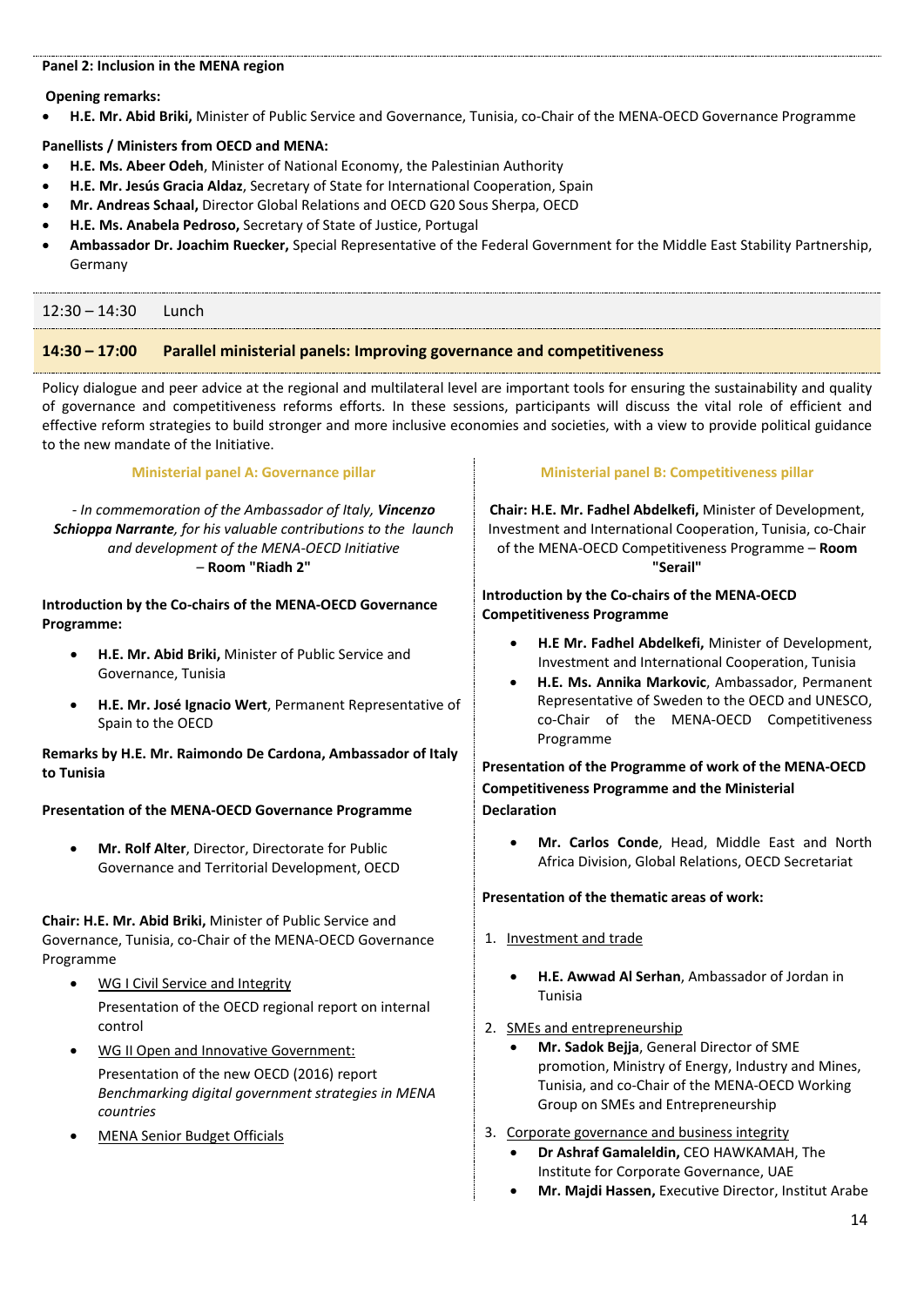**Panel 2: Inclusion in the MENA region**

**Opening remarks:**

- **H.E. Mr. Abid Briki,** Minister of Public Service and Governance, Tunisia, co-Chair of the MENA-OECD Governance Programme

**Panellists / Ministers from OECD and MENA:**

- **H.E. Ms. Abeer Odeh**, Minister of National Economy, the Palestinian Authority
- **H.E. Mr. Jesús Gracia Aldaz**, Secretary of State for International Cooperation, Spain
- **Mr. Andreas Schaal,** Director Global Relations and OECD G20 Sous Sherpa, OECD
- **H.E. Ms. Anabela Pedroso,** Secretary of State of Justice, Portugal
- **Ambassador Dr. Joachim Ruecker,** Special Representative of the Federal Government for the Middle East Stability Partnership, Germany

12:30 – 14:30 Lunch

## 14:30 – 17:00 Parallel ministerial panels: Improving governance and competitiveness

Policy dialogue and peer advice at the regional and multilateral level are important tools for ensuring the sustainability and quality of governance and competitiveness reforms efforts. In these sessions, participants will discuss the vital role of efficient and effective reform strategies to build stronger and more inclusive economies and societies, with a view to provide political guidance to the new mandate of the Initiative.

### Ministerial panel A: Governance pillar

*- In commemoration of the Ambassador of Italy, **Vincenzo Schioppa Narrante**, for his valuable contributions to the launch and development of the MENA-OECD Initiative* – **Room "Riadh 2"**

**Introduction by the Co-chairs of the MENA-OECD Governance Programme:**

- **H.E. Mr. Abid Briki,** Minister of Public Service and Governance, Tunisia
- **H.E. Mr. José Ignacio Wert**, Permanent Representative of Spain to the OECD

**Remarks by H.E. Mr. Raimondo De Cardona, Ambassador of Italy to Tunisia**

**Presentation of the MENA-OECD Governance Programme**

- **Mr. Rolf Alter**, Director, Directorate for Public Governance and Territorial Development, OECD

**Chair: H.E. Mr. Abid Briki,** Minister of Public Service and Governance, Tunisia, co-Chair of the MENA-OECD Governance Programme

- WG I Civil Service and Integrity

  Presentation of the OECD regional report on internal control
- WG II Open and Innovative Government:

  Presentation of the new OECD (2016) report *Benchmarking digital government strategies in MENA countries*
- MENA Senior Budget Officials

### Ministerial panel B: Competitiveness pillar

**Chair: H.E. Mr. Fadhel Abdelkefi,** Minister of Development, Investment and International Cooperation, Tunisia, co-Chair of the MENA-OECD Competitiveness Programme – **Room "Serail"**

**Introduction by the Co-chairs of the MENA-OECD Competitiveness Programme**

- **H.E Mr. Fadhel Abdelkefi,** Minister of Development, Investment and International Cooperation, Tunisia
- **H.E. Ms. Annika Markovic**, Ambassador, Permanent Representative of Sweden to the OECD and UNESCO, co-Chair of the MENA-OECD Competitiveness Programme

**Presentation of the Programme of work of the MENA-OECD Competitiveness Programme and the Ministerial Declaration**

- **Mr. Carlos Conde**, Head, Middle East and North Africa Division, Global Relations, OECD Secretariat

**Presentation of the thematic areas of work:**

1. Investment and trade
   - **H.E. Awwad Al Serhan**, Ambassador of Jordan in Tunisia
2. SMEs and entrepreneurship
   - **Mr. Sadok Bejja**, General Director of SME promotion, Ministry of Energy, Industry and Mines, Tunisia, and co-Chair of the MENA-OECD Working Group on SMEs and Entrepreneurship
3. Corporate governance and business integrity
   - **Dr Ashraf Gamaleldin,** CEO HAWKAMAH, The Institute for Corporate Governance, UAE
   - **Mr. Majdi Hassen,** Executive Director, Institut Arabe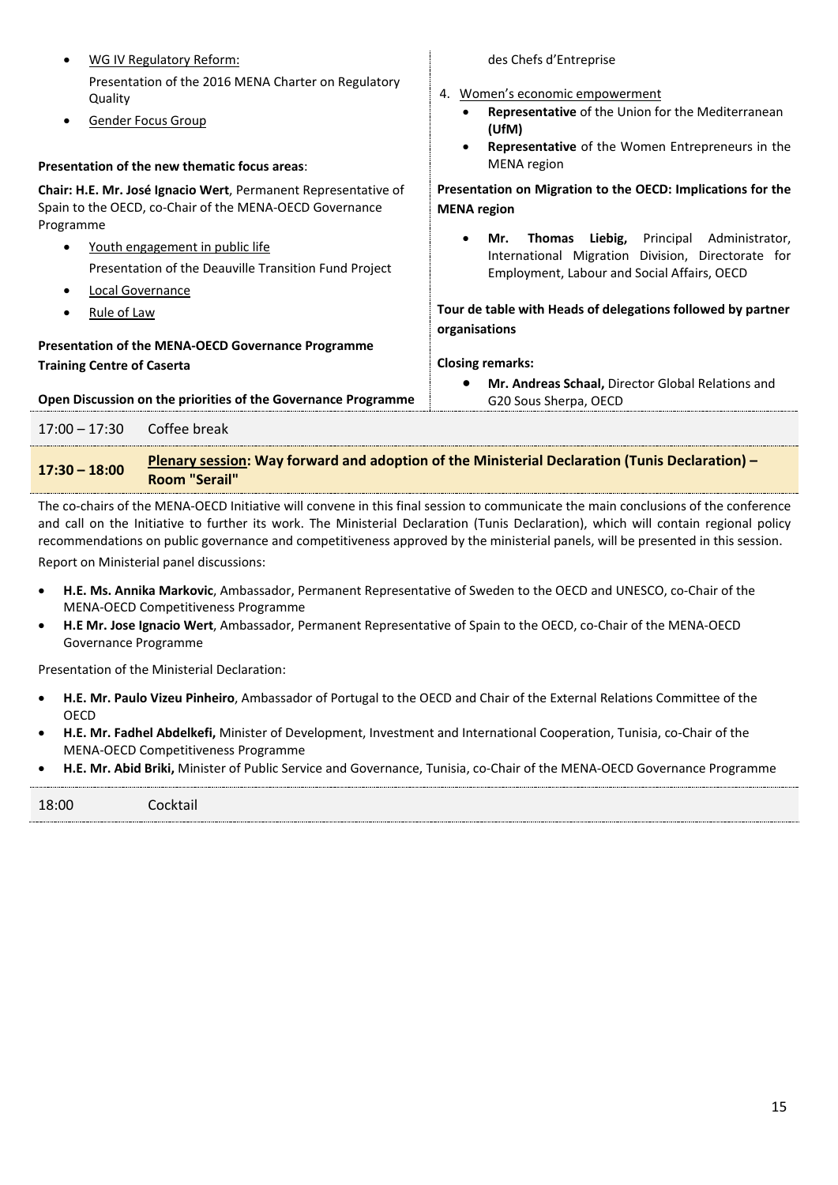- WG IV Regulatory Reform:

  Presentation of the 2016 MENA Charter on Regulatory Quality
- Gender Focus Group

**Presentation of the new thematic focus areas**:

**Chair: H.E. Mr. José Ignacio Wert**, Permanent Representative of Spain to the OECD, co-Chair of the MENA-OECD Governance Programme

- Youth engagement in public life

  Presentation of the Deauville Transition Fund Project
- Local Governance
- Rule of Law

**Presentation of the MENA-OECD Governance Programme Training Centre of Caserta**

**Open Discussion on the priorities of the Governance Programme**

des Chefs d'Entreprise

4. Women's economic empowerment
   - **Representative** of the Union for the Mediterranean **(UfM)**
   - **Representative** of the Women Entrepreneurs in the MENA region

**Presentation on Migration to the OECD: Implications for the MENA region**

- **Mr. Thomas Liebig,** Principal Administrator, International Migration Division, Directorate for Employment, Labour and Social Affairs, OECD

**Tour de table with Heads of delegations followed by partner organisations**

**Closing remarks:**

- **Mr. Andreas Schaal,** Director Global Relations and G20 Sous Sherpa, OECD

17:00 – 17:30 Coffee break

**17:30 – 18:00** **Plenary session: Way forward and adoption of the Ministerial Declaration (Tunis Declaration) – Room "Serail"**

The co-chairs of the MENA-OECD Initiative will convene in this final session to communicate the main conclusions of the conference and call on the Initiative to further its work. The Ministerial Declaration (Tunis Declaration), which will contain regional policy recommendations on public governance and competitiveness approved by the ministerial panels, will be presented in this session.

Report on Ministerial panel discussions:

- **H.E. Ms. Annika Markovic**, Ambassador, Permanent Representative of Sweden to the OECD and UNESCO, co-Chair of the MENA-OECD Competitiveness Programme
- **H.E Mr. Jose Ignacio Wert**, Ambassador, Permanent Representative of Spain to the OECD, co-Chair of the MENA-OECD Governance Programme

Presentation of the Ministerial Declaration:

- **H.E. Mr. Paulo Vizeu Pinheiro**, Ambassador of Portugal to the OECD and Chair of the External Relations Committee of the OECD
- **H.E. Mr. Fadhel Abdelkefi,** Minister of Development, Investment and International Cooperation, Tunisia, co-Chair of the MENA-OECD Competitiveness Programme
- **H.E. Mr. Abid Briki,** Minister of Public Service and Governance, Tunisia, co-Chair of the MENA-OECD Governance Programme

18:00 Cocktail